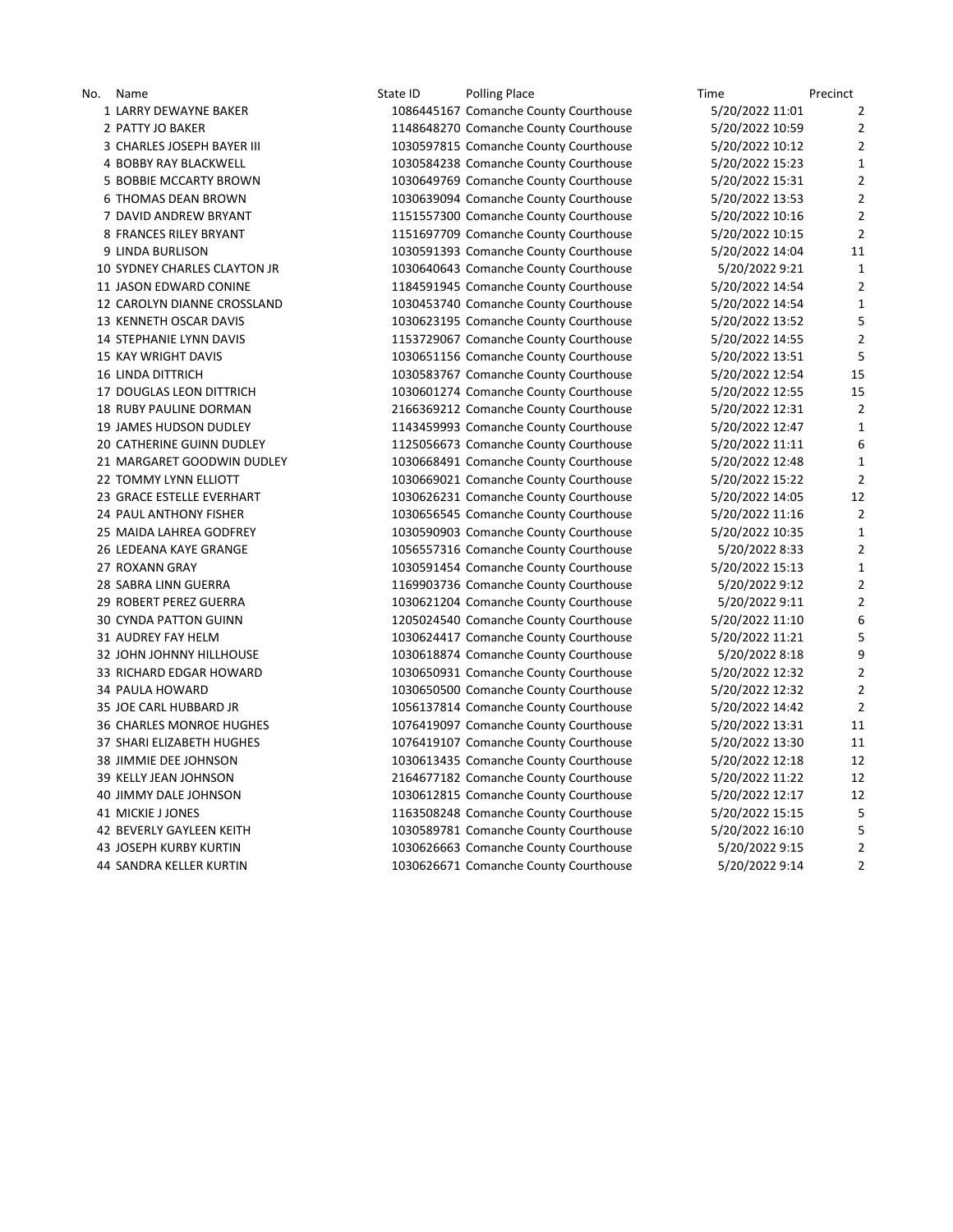| No. | Name | State ID | Polling Place | Time | Precinct |
|---|---|---|---|---|---|
| 1 | LARRY DEWAYNE BAKER | 1086445167 | Comanche County Courthouse | 5/20/2022 11:01 | 2 |
| 2 | PATTY JO BAKER | 1148648270 | Comanche County Courthouse | 5/20/2022 10:59 | 2 |
| 3 | CHARLES JOSEPH BAYER III | 1030597815 | Comanche County Courthouse | 5/20/2022 10:12 | 2 |
| 4 | BOBBY RAY BLACKWELL | 1030584238 | Comanche County Courthouse | 5/20/2022 15:23 | 1 |
| 5 | BOBBIE MCCARTY BROWN | 1030649769 | Comanche County Courthouse | 5/20/2022 15:31 | 2 |
| 6 | THOMAS DEAN BROWN | 1030639094 | Comanche County Courthouse | 5/20/2022 13:53 | 2 |
| 7 | DAVID ANDREW BRYANT | 1151557300 | Comanche County Courthouse | 5/20/2022 10:16 | 2 |
| 8 | FRANCES RILEY BRYANT | 1151697709 | Comanche County Courthouse | 5/20/2022 10:15 | 2 |
| 9 | LINDA BURLISON | 1030591393 | Comanche County Courthouse | 5/20/2022 14:04 | 11 |
| 10 | SYDNEY CHARLES CLAYTON JR | 1030640643 | Comanche County Courthouse | 5/20/2022 9:21 | 1 |
| 11 | JASON EDWARD CONINE | 1184591945 | Comanche County Courthouse | 5/20/2022 14:54 | 2 |
| 12 | CAROLYN DIANNE CROSSLAND | 1030453740 | Comanche County Courthouse | 5/20/2022 14:54 | 1 |
| 13 | KENNETH OSCAR DAVIS | 1030623195 | Comanche County Courthouse | 5/20/2022 13:52 | 5 |
| 14 | STEPHANIE LYNN DAVIS | 1153729067 | Comanche County Courthouse | 5/20/2022 14:55 | 2 |
| 15 | KAY WRIGHT DAVIS | 1030651156 | Comanche County Courthouse | 5/20/2022 13:51 | 5 |
| 16 | LINDA DITTRICH | 1030583767 | Comanche County Courthouse | 5/20/2022 12:54 | 15 |
| 17 | DOUGLAS LEON DITTRICH | 1030601274 | Comanche County Courthouse | 5/20/2022 12:55 | 15 |
| 18 | RUBY PAULINE DORMAN | 2166369212 | Comanche County Courthouse | 5/20/2022 12:31 | 2 |
| 19 | JAMES HUDSON DUDLEY | 1143459993 | Comanche County Courthouse | 5/20/2022 12:47 | 1 |
| 20 | CATHERINE GUINN DUDLEY | 1125056673 | Comanche County Courthouse | 5/20/2022 11:11 | 6 |
| 21 | MARGARET GOODWIN DUDLEY | 1030668491 | Comanche County Courthouse | 5/20/2022 12:48 | 1 |
| 22 | TOMMY LYNN ELLIOTT | 1030669021 | Comanche County Courthouse | 5/20/2022 15:22 | 2 |
| 23 | GRACE ESTELLE EVERHART | 1030626231 | Comanche County Courthouse | 5/20/2022 14:05 | 12 |
| 24 | PAUL ANTHONY FISHER | 1030656545 | Comanche County Courthouse | 5/20/2022 11:16 | 2 |
| 25 | MAIDA LAHREA GODFREY | 1030590903 | Comanche County Courthouse | 5/20/2022 10:35 | 1 |
| 26 | LEDEANA KAYE GRANGE | 1056557316 | Comanche County Courthouse | 5/20/2022 8:33 | 2 |
| 27 | ROXANN GRAY | 1030591454 | Comanche County Courthouse | 5/20/2022 15:13 | 1 |
| 28 | SABRA LINN GUERRA | 1169903736 | Comanche County Courthouse | 5/20/2022 9:12 | 2 |
| 29 | ROBERT PEREZ GUERRA | 1030621204 | Comanche County Courthouse | 5/20/2022 9:11 | 2 |
| 30 | CYNDA PATTON GUINN | 1205024540 | Comanche County Courthouse | 5/20/2022 11:10 | 6 |
| 31 | AUDREY FAY HELM | 1030624417 | Comanche County Courthouse | 5/20/2022 11:21 | 5 |
| 32 | JOHN JOHNNY HILLHOUSE | 1030618874 | Comanche County Courthouse | 5/20/2022 8:18 | 9 |
| 33 | RICHARD EDGAR HOWARD | 1030650931 | Comanche County Courthouse | 5/20/2022 12:32 | 2 |
| 34 | PAULA HOWARD | 1030650500 | Comanche County Courthouse | 5/20/2022 12:32 | 2 |
| 35 | JOE CARL HUBBARD JR | 1056137814 | Comanche County Courthouse | 5/20/2022 14:42 | 2 |
| 36 | CHARLES MONROE HUGHES | 1076419097 | Comanche County Courthouse | 5/20/2022 13:31 | 11 |
| 37 | SHARI ELIZABETH HUGHES | 1076419107 | Comanche County Courthouse | 5/20/2022 13:30 | 11 |
| 38 | JIMMIE DEE JOHNSON | 1030613435 | Comanche County Courthouse | 5/20/2022 12:18 | 12 |
| 39 | KELLY JEAN JOHNSON | 2164677182 | Comanche County Courthouse | 5/20/2022 11:22 | 12 |
| 40 | JIMMY DALE JOHNSON | 1030612815 | Comanche County Courthouse | 5/20/2022 12:17 | 12 |
| 41 | MICKIE J JONES | 1163508248 | Comanche County Courthouse | 5/20/2022 15:15 | 5 |
| 42 | BEVERLY GAYLEEN KEITH | 1030589781 | Comanche County Courthouse | 5/20/2022 16:10 | 5 |
| 43 | JOSEPH KURBY KURTIN | 1030626663 | Comanche County Courthouse | 5/20/2022 9:15 | 2 |
| 44 | SANDRA KELLER KURTIN | 1030626671 | Comanche County Courthouse | 5/20/2022 9:14 | 2 |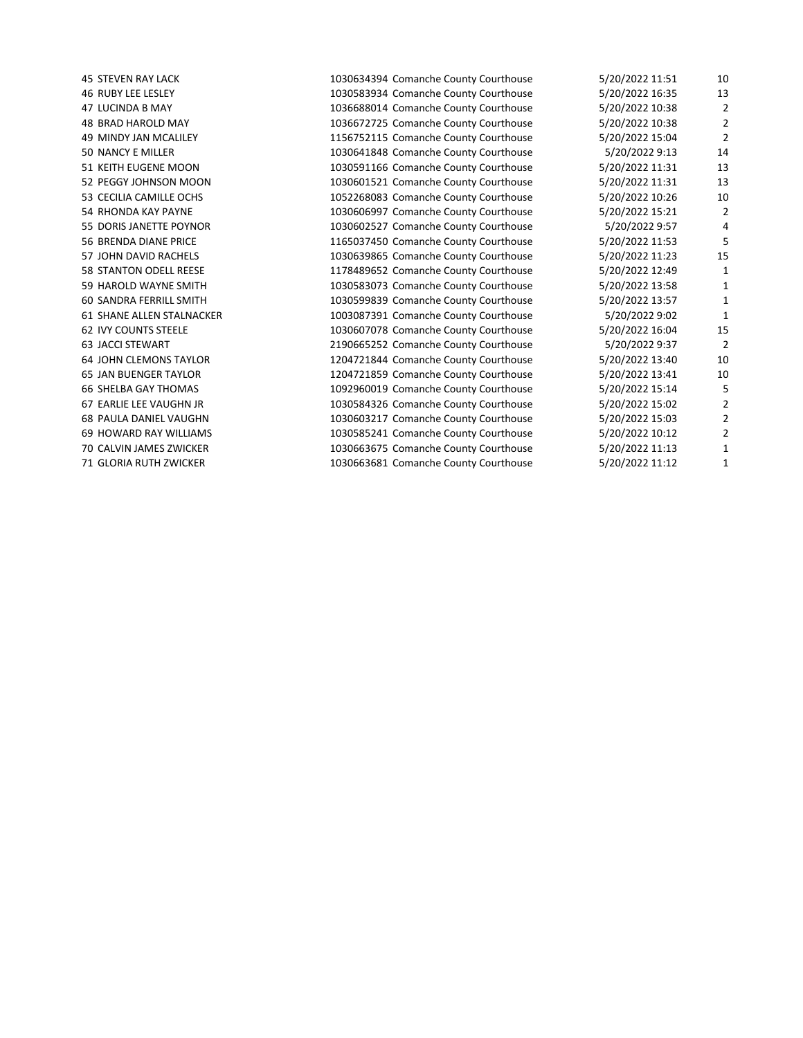| | | | | | |
|---|---|---|---|---|---|
| 45 | STEVEN RAY LACK | 1030634394 | Comanche County Courthouse | 5/20/2022 11:51 | 10 |
| 46 | RUBY LEE LESLEY | 1030583934 | Comanche County Courthouse | 5/20/2022 16:35 | 13 |
| 47 | LUCINDA B MAY | 1036688014 | Comanche County Courthouse | 5/20/2022 10:38 | 2 |
| 48 | BRAD HAROLD MAY | 1036672725 | Comanche County Courthouse | 5/20/2022 10:38 | 2 |
| 49 | MINDY JAN MCALILEY | 1156752115 | Comanche County Courthouse | 5/20/2022 15:04 | 2 |
| 50 | NANCY E MILLER | 1030641848 | Comanche County Courthouse | 5/20/2022 9:13 | 14 |
| 51 | KEITH EUGENE MOON | 1030591166 | Comanche County Courthouse | 5/20/2022 11:31 | 13 |
| 52 | PEGGY JOHNSON MOON | 1030601521 | Comanche County Courthouse | 5/20/2022 11:31 | 13 |
| 53 | CECILIA CAMILLE OCHS | 1052268083 | Comanche County Courthouse | 5/20/2022 10:26 | 10 |
| 54 | RHONDA KAY PAYNE | 1030606997 | Comanche County Courthouse | 5/20/2022 15:21 | 2 |
| 55 | DORIS JANETTE POYNOR | 1030602527 | Comanche County Courthouse | 5/20/2022 9:57 | 4 |
| 56 | BRENDA DIANE PRICE | 1165037450 | Comanche County Courthouse | 5/20/2022 11:53 | 5 |
| 57 | JOHN DAVID RACHELS | 1030639865 | Comanche County Courthouse | 5/20/2022 11:23 | 15 |
| 58 | STANTON ODELL REESE | 1178489652 | Comanche County Courthouse | 5/20/2022 12:49 | 1 |
| 59 | HAROLD WAYNE SMITH | 1030583073 | Comanche County Courthouse | 5/20/2022 13:58 | 1 |
| 60 | SANDRA FERRILL SMITH | 1030599839 | Comanche County Courthouse | 5/20/2022 13:57 | 1 |
| 61 | SHANE ALLEN STALNACKER | 1003087391 | Comanche County Courthouse | 5/20/2022 9:02 | 1 |
| 62 | IVY COUNTS STEELE | 1030607078 | Comanche County Courthouse | 5/20/2022 16:04 | 15 |
| 63 | JACCI STEWART | 2190665252 | Comanche County Courthouse | 5/20/2022 9:37 | 2 |
| 64 | JOHN CLEMONS TAYLOR | 1204721844 | Comanche County Courthouse | 5/20/2022 13:40 | 10 |
| 65 | JAN BUENGER TAYLOR | 1204721859 | Comanche County Courthouse | 5/20/2022 13:41 | 10 |
| 66 | SHELBA GAY THOMAS | 1092960019 | Comanche County Courthouse | 5/20/2022 15:14 | 5 |
| 67 | EARLIE LEE VAUGHN JR | 1030584326 | Comanche County Courthouse | 5/20/2022 15:02 | 2 |
| 68 | PAULA DANIEL VAUGHN | 1030603217 | Comanche County Courthouse | 5/20/2022 15:03 | 2 |
| 69 | HOWARD RAY WILLIAMS | 1030585241 | Comanche County Courthouse | 5/20/2022 10:12 | 2 |
| 70 | CALVIN JAMES ZWICKER | 1030663675 | Comanche County Courthouse | 5/20/2022 11:13 | 1 |
| 71 | GLORIA RUTH ZWICKER | 1030663681 | Comanche County Courthouse | 5/20/2022 11:12 | 1 |